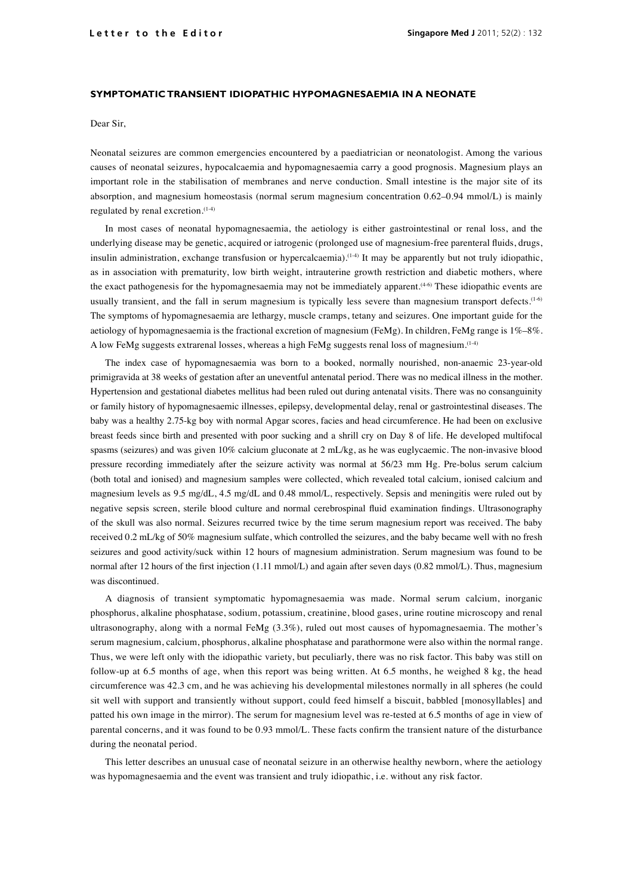**Letter to the Editor**

# SYMPTOMATIC TRANSIENT IDIOPATHIC HYPOMAGNESAEMIA IN A NEONATE

Dear Sir,

Neonatal seizures are common emergencies encountered by a paediatrician or neonatologist. Among the various causes of neonatal seizures, hypocalcaemia and hypomagnesaemia carry a good prognosis. Magnesium plays an important role in the stabilisation of membranes and nerve conduction. Small intestine is the major site of its absorption, and magnesium homeostasis (normal serum magnesium concentration 0.62–0.94 mmol/L) is mainly regulated by renal excretion.[1-4]

In most cases of neonatal hypomagnesaemia, the aetiology is either gastrointestinal or renal loss, and the underlying disease may be genetic, acquired or iatrogenic (prolonged use of magnesium-free parenteral fluids, drugs, insulin administration, exchange transfusion or hypercalcaemia).[1-4] It may be apparently but not truly idiopathic, as in association with prematurity, low birth weight, intrauterine growth restriction and diabetic mothers, where the exact pathogenesis for the hypomagnesaemia may not be immediately apparent.[4-6] These idiopathic events are usually transient, and the fall in serum magnesium is typically less severe than magnesium transport defects.[1-6] The symptoms of hypomagnesaemia are lethargy, muscle cramps, tetany and seizures. One important guide for the aetiology of hypomagnesaemia is the fractional excretion of magnesium (FeMg). In children, FeMg range is 1%–8%. A low FeMg suggests extrarenal losses, whereas a high FeMg suggests renal loss of magnesium.[1-4]

The index case of hypomagnesaemia was born to a booked, normally nourished, non-anaemic 23-year-old primigravida at 38 weeks of gestation after an uneventful antenatal period. There was no medical illness in the mother. Hypertension and gestational diabetes mellitus had been ruled out during antenatal visits. There was no consanguinity or family history of hypomagnesaemic illnesses, epilepsy, developmental delay, renal or gastrointestinal diseases. The baby was a healthy 2.75-kg boy with normal Apgar scores, facies and head circumference. He had been on exclusive breast feeds since birth and presented with poor sucking and a shrill cry on Day 8 of life. He developed multifocal spasms (seizures) and was given 10% calcium gluconate at 2 mL/kg, as he was euglycaemic. The non-invasive blood pressure recording immediately after the seizure activity was normal at 56/23 mm Hg. Pre-bolus serum calcium (both total and ionised) and magnesium samples were collected, which revealed total calcium, ionised calcium and magnesium levels as 9.5 mg/dL, 4.5 mg/dL and 0.48 mmol/L, respectively. Sepsis and meningitis were ruled out by negative sepsis screen, sterile blood culture and normal cerebrospinal fluid examination findings. Ultrasonography of the skull was also normal. Seizures recurred twice by the time serum magnesium report was received. The baby received 0.2 mL/kg of 50% magnesium sulfate, which controlled the seizures, and the baby became well with no fresh seizures and good activity/suck within 12 hours of magnesium administration. Serum magnesium was found to be normal after 12 hours of the first injection (1.11 mmol/L) and again after seven days (0.82 mmol/L). Thus, magnesium was discontinued.

A diagnosis of transient symptomatic hypomagnesaemia was made. Normal serum calcium, inorganic phosphorus, alkaline phosphatase, sodium, potassium, creatinine, blood gases, urine routine microscopy and renal ultrasonography, along with a normal FeMg (3.3%), ruled out most causes of hypomagnesaemia. The mother's serum magnesium, calcium, phosphorus, alkaline phosphatase and parathormone were also within the normal range. Thus, we were left only with the idiopathic variety, but peculiarly, there was no risk factor. This baby was still on follow-up at 6.5 months of age, when this report was being written. At 6.5 months, he weighed 8 kg, the head circumference was 42.3 cm, and he was achieving his developmental milestones normally in all spheres (he could sit well with support and transiently without support, could feed himself a biscuit, babbled [monosyllables] and patted his own image in the mirror). The serum for magnesium level was re-tested at 6.5 months of age in view of parental concerns, and it was found to be 0.93 mmol/L. These facts confirm the transient nature of the disturbance during the neonatal period.

This letter describes an unusual case of neonatal seizure in an otherwise healthy newborn, where the aetiology was hypomagnesaemia and the event was transient and truly idiopathic, i.e. without any risk factor.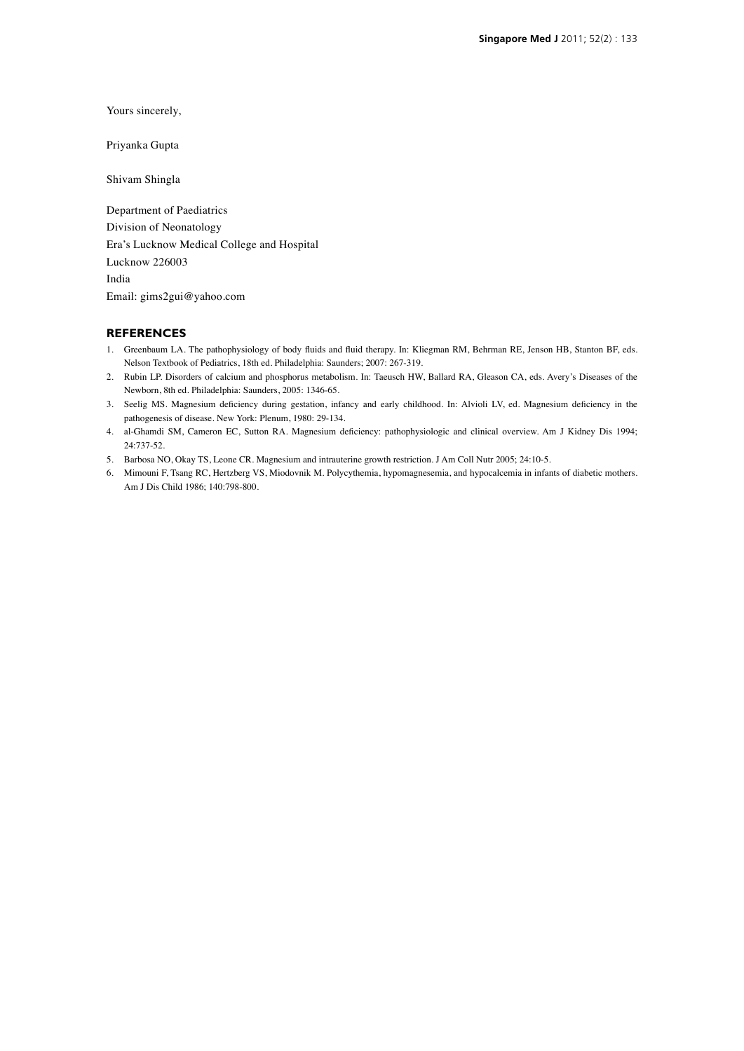Yours sincerely,

Priyanka Gupta

Shivam Shingla

Department of Paediatrics
Division of Neonatology
Era's Lucknow Medical College and Hospital
Lucknow 226003
India
Email: gims2gui@yahoo.com

## REFERENCES

1. Greenbaum LA. The pathophysiology of body fluids and fluid therapy. In: Kliegman RM, Behrman RE, Jenson HB, Stanton BF, eds. Nelson Textbook of Pediatrics, 18th ed. Philadelphia: Saunders; 2007: 267-319.
2. Rubin LP. Disorders of calcium and phosphorus metabolism. In: Taeusch HW, Ballard RA, Gleason CA, eds. Avery's Diseases of the Newborn, 8th ed. Philadelphia: Saunders, 2005: 1346-65.
3. Seelig MS. Magnesium deficiency during gestation, infancy and early childhood. In: Alvioli LV, ed. Magnesium deficiency in the pathogenesis of disease. New York: Plenum, 1980: 29-134.
4. al-Ghamdi SM, Cameron EC, Sutton RA. Magnesium deficiency: pathophysiologic and clinical overview. Am J Kidney Dis 1994; 24:737-52.
5. Barbosa NO, Okay TS, Leone CR. Magnesium and intrauterine growth restriction. J Am Coll Nutr 2005; 24:10-5.
6. Mimouni F, Tsang RC, Hertzberg VS, Miodovnik M. Polycythemia, hypomagnesemia, and hypocalcemia in infants of diabetic mothers. Am J Dis Child 1986; 140:798-800.